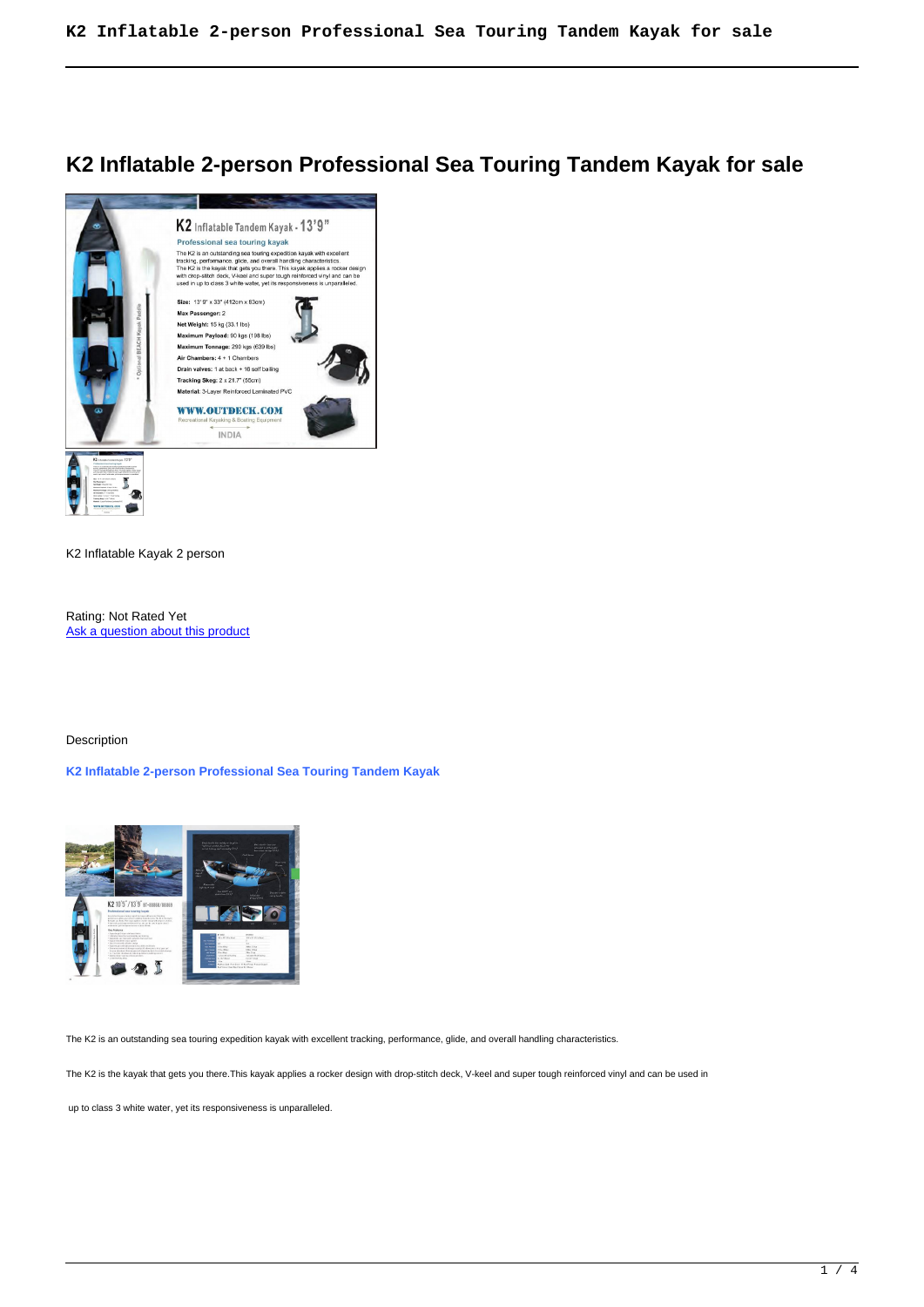# K2 Inflatable 2-person Professional Sea Touring Tandem Kayak for sale

K2 Inflatable Kayak 2 person

Rating: Not Rated Yet
Ask a question about this product

Description

**K2 Inflatable 2-person Professional Sea Touring Tandem Kayak**

The K2 is an outstanding sea touring expedition kayak with excellent tracking, performance, glide, and overall handling characteristics.

The K2 is the kayak that gets you there.This kayak applies a rocker design with drop-stitch deck, V-keel and super tough reinforced vinyl and can be used in

up to class 3 white water, yet its responsiveness is unparalleled.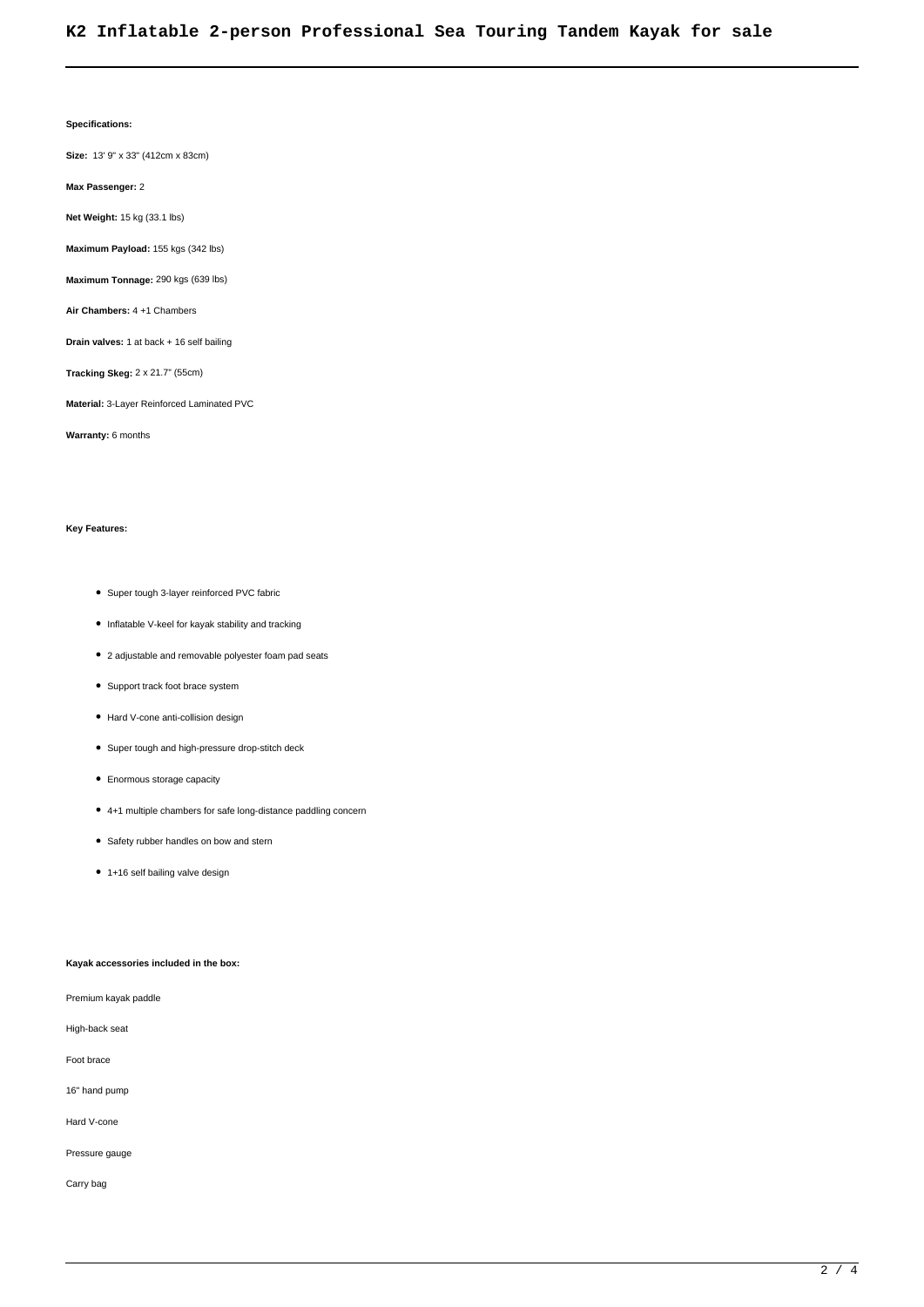# K2 Inflatable 2-person Professional Sea Touring Tandem Kayak for sale

**Specifications:**

**Size:** 13' 9" x 33" (412cm x 83cm)

**Max Passenger:** 2

**Net Weight:** 15 kg (33.1 lbs)

**Maximum Payload:** 155 kgs (342 lbs)

**Maximum Tonnage:** 290 kgs (639 lbs)

**Air Chambers:** 4 +1 Chambers

**Drain valves:** 1 at back + 16 self bailing

**Tracking Skeg:** 2 x 21.7" (55cm)

**Material:** 3-Layer Reinforced Laminated PVC

**Warranty:** 6 months

**Key Features:**

- Super tough 3-layer reinforced PVC fabric
- Inflatable V-keel for kayak stability and tracking
- 2 adjustable and removable polyester foam pad seats
- Support track foot brace system
- Hard V-cone anti-collision design
- Super tough and high-pressure drop-stitch deck
- Enormous storage capacity
- 4+1 multiple chambers for safe long-distance paddling concern
- Safety rubber handles on bow and stern
- 1+16 self bailing valve design

**Kayak accessories included in the box:**

Premium kayak paddle

High-back seat

Foot brace

16" hand pump

Hard V-cone

Pressure gauge

Carry bag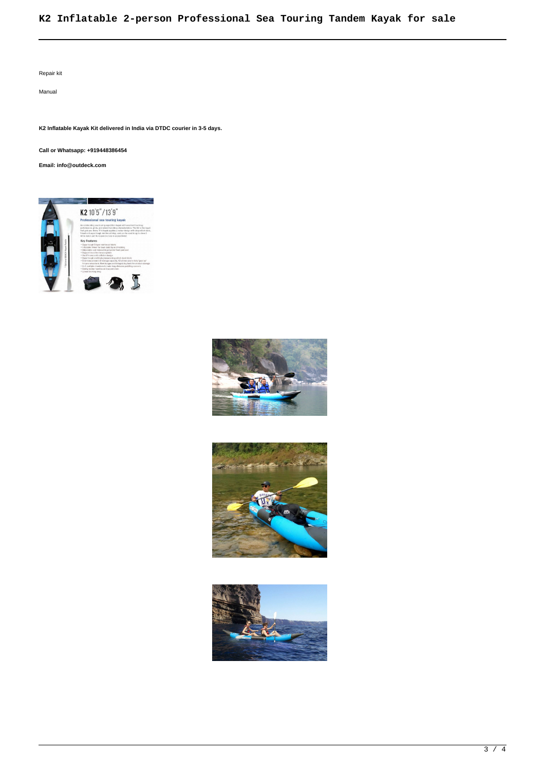Repair kit

Manual

**K2 Inflatable Kayak Kit delivered in India via DTDC courier in 3-5 days.**

**Call or Whatsapp: +919448386454**

**Email: info@outdeck.com**